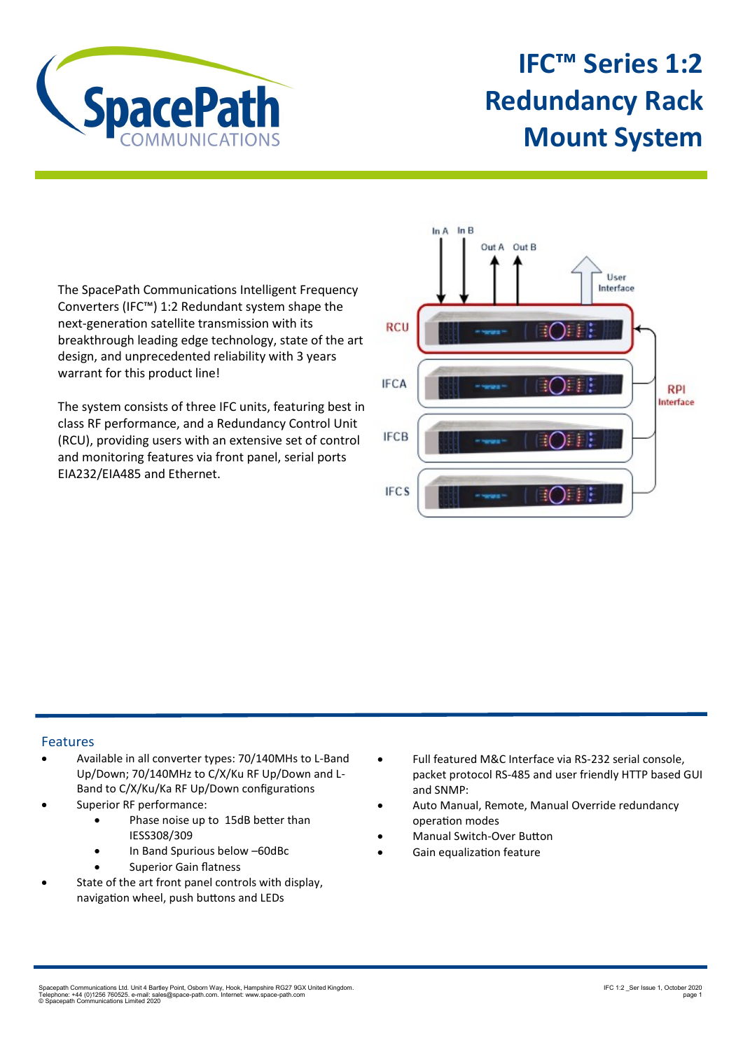# IFC™ Series 1:2 Redundancy Rack Mount System

The SpacePath Communications Intelligent Frequency Converters (IFC™) 1:2 Redundant system shape the next-generation satellite transmission with its breakthrough leading edge technology, state of the art design, and unprecedented reliability with 3 years warrant for this product line!

The system consists of three IFC units, featuring best in class RF performance, and a Redundancy Control Unit (RCU), providing users with an extensive set of control and monitoring features via front panel, serial ports EIA232/EIA485 and Ethernet.

## Features

- Available in all converter types: 70/140MHs to L-Band Up/Down; 70/140MHz to C/X/Ku RF Up/Down and L-Band to C/X/Ku/Ka RF Up/Down configurations
- Superior RF performance:
  - Phase noise up to 15dB better than IESS308/309
  - In Band Spurious below –60dBc
  - Superior Gain flatness
- State of the art front panel controls with display, navigation wheel, push buttons and LEDs
- Full featured M&C Interface via RS-232 serial console, packet protocol RS-485 and user friendly HTTP based GUI and SNMP:
- Auto Manual, Remote, Manual Override redundancy operation modes
- Manual Switch-Over Button
- Gain equalization feature

Spacepath Communications Ltd. Unit 4 Bartley Point, Osborn Way, Hook, Hampshire RG27 9GX United Kingdom.
Telephone: +44 (0)1256 760525. e-mail: sales@space-path.com. Internet: www.space-path.com
© Spacepath Communications Limited 2020

IFC 1:2 _Ser Issue 1, October 2020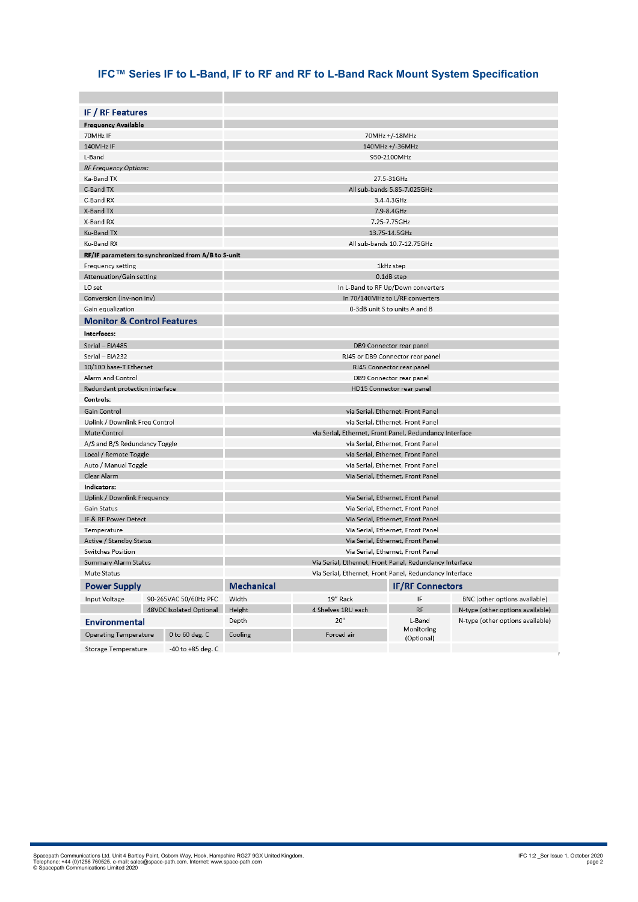# IFC™ Series IF to L-Band, IF to RF and RF to L-Band Rack Mount System Specification

| | |
|---|---|
| **IF / RF Features** | |
| **Frequency Available** | |
| 70MHz IF | 70MHz +/-18MHz |
| 140MHz IF | 140MHz +/-36MHz |
| L-Band | 950-2100MHz |
| *RF Frequency Options:* | |
| Ka-Band TX | 27.5-31GHz |
| C-Band TX | All sub-bands 5.85-7.025GHz |
| C-Band RX | 3.4-4.3GHz |
| X-Band TX | 7.9-8.4GHz |
| X-Band RX | 7.25-7.75GHz |
| Ku-Band TX | 13.75-14.5GHz |
| Ku-Band RX | All sub-bands 10.7-12.75GHz |
| **RF/IF parameters to synchronized from A/B to S-unit** | |
| Frequency setting | 1kHz step |
| Attenuation/Gain setting | 0.1dB step |
| LO set | In L-Band to RF Up/Down converters |
| Conversion (Inv-non Inv) | In 70/140MHz to L/RF converters |
| Gain equalization | 0-3dB unit S to units A and B |
| **Monitor & Control Features** | |
| **Interfaces:** | |
| Serial – EIA485 | DB9 Connector rear panel |
| Serial – EIA232 | RJ45 or DB9 Connector rear panel |
| 10/100 base-T Ethernet | RJ45 Connector rear panel |
| Alarm and Control | DB9 Connector rear panel |
| Redundant protection interface | HD15 Connector rear panel |
| **Controls:** | |
| Gain Control | via Serial, Ethernet, Front Panel |
| Uplink / Downlink Freq Control | via Serial, Ethernet, Front Panel |
| Mute Control | via Serial, Ethernet, Front Panel, Redundancy Interface |
| A/S and B/S Redundancy Toggle | via Serial, Ethernet, Front Panel |
| Local / Remote Toggle | via Serial, Ethernet, Front Panel |
| Auto / Manual Toggle | via Serial, Ethernet, Front Panel |
| Clear Alarm | Via Serial, Ethernet, Front Panel |
| **Indicators:** | |
| Uplink / Downlink Frequency | Via Serial, Ethernet, Front Panel |
| Gain Status | Via Serial, Ethernet, Front Panel |
| IF & RF Power Detect | Via Serial, Ethernet, Front Panel |
| Temperature | Via Serial, Ethernet, Front Panel |
| Active / Standby Status | Via Serial, Ethernet, Front Panel |
| Switches Position | Via Serial, Ethernet, Front Panel |
| Summary Alarm Status | Via Serial, Ethernet, Front Panel, Redundancy Interface |
| Mute Status | Via Serial, Ethernet, Front Panel, Redundancy Interface |

| **Power Supply** | | **Mechanical** | | **IF/RF Connectors** | |
|---|---|---|---|---|---|
| Input Voltage | 90-265VAC 50/60Hz PFC | Width | 19" Rack | IF | BNC (other options available) |
| | 48VDC Isolated Optional | Height | 4 Shelves 1RU each | RF | N-type (other options available) |
| **Environmental** | | Depth | 20" | L-Band Monitoring (Optional) | N-type (other options available) |
| Operating Temperature | 0 to 60 deg. C | Cooling | Forced air | | |
| Storage Temperature | -40 to +85 deg. C | | | | |

Spacepath Communications Ltd. Unit 4 Bartley Point, Osborn Way, Hook, Hampshire RG27 9GX United Kingdom.
Telephone: +44 (0)1256 760525. e-mail: sales@space-path.com. Internet: www.space-path.com
© Spacepath Communications Limited 2020

IFC 1:2 _Ser Issue 1, October 2020